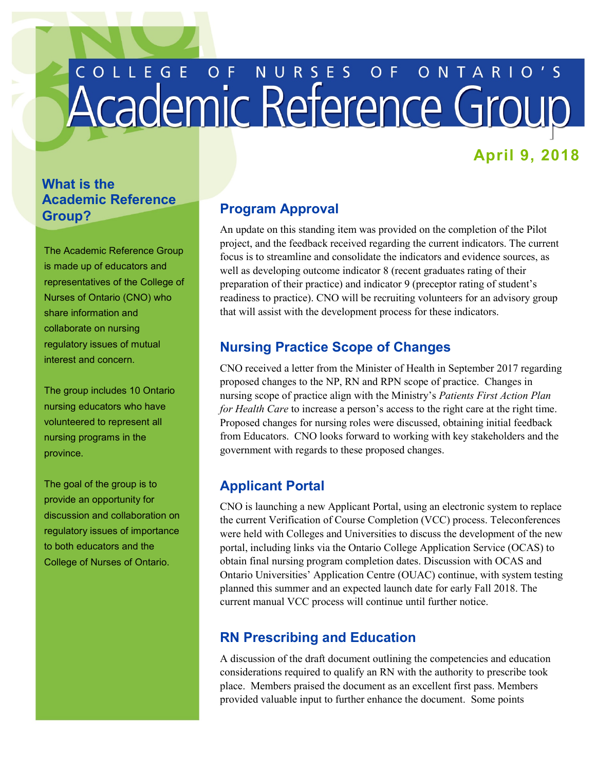# COLLEGE OF NURSES OF ONTARIO'S Academic Reference Group

**April 9, 2018**

## What is the Academic Reference Group?

The Academic Reference Group is made up of educators and representatives of the College of Nurses of Ontario (CNO) who share information and collaborate on nursing regulatory issues of mutual interest and concern.

The group includes 10 Ontario nursing educators who have volunteered to represent all nursing programs in the province.

The goal of the group is to provide an opportunity for discussion and collaboration on regulatory issues of importance to both educators and the College of Nurses of Ontario.

## Program Approval

An update on this standing item was provided on the completion of the Pilot project, and the feedback received regarding the current indicators. The current focus is to streamline and consolidate the indicators and evidence sources, as well as developing outcome indicator 8 (recent graduates rating of their preparation of their practice) and indicator 9 (preceptor rating of student's readiness to practice). CNO will be recruiting volunteers for an advisory group that will assist with the development process for these indicators.

## Nursing Practice Scope of Changes

CNO received a letter from the Minister of Health in September 2017 regarding proposed changes to the NP, RN and RPN scope of practice. Changes in nursing scope of practice align with the Ministry's *Patients First Action Plan for Health Care* to increase a person's access to the right care at the right time. Proposed changes for nursing roles were discussed, obtaining initial feedback from Educators. CNO looks forward to working with key stakeholders and the government with regards to these proposed changes.

## Applicant Portal

CNO is launching a new Applicant Portal, using an electronic system to replace the current Verification of Course Completion (VCC) process. Teleconferences were held with Colleges and Universities to discuss the development of the new portal, including links via the Ontario College Application Service (OCAS) to obtain final nursing program completion dates. Discussion with OCAS and Ontario Universities' Application Centre (OUAC) continue, with system testing planned this summer and an expected launch date for early Fall 2018. The current manual VCC process will continue until further notice.

## RN Prescribing and Education

A discussion of the draft document outlining the competencies and education considerations required to qualify an RN with the authority to prescribe took place. Members praised the document as an excellent first pass. Members provided valuable input to further enhance the document. Some points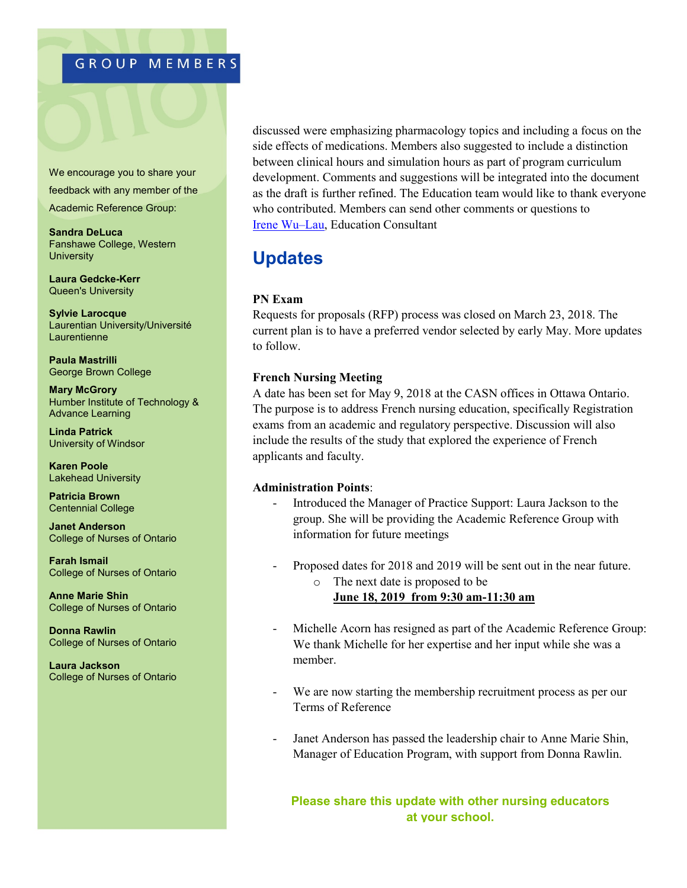## GROUP MEMBERS

We encourage you to share your feedback with any member of the Academic Reference Group:

**Sandra DeLuca**
Fanshawe College, Western University

**Laura Gedcke-Kerr**
Queen's University

**Sylvie Larocque**
Laurentian University/Université Laurentienne

**Paula Mastrilli**
George Brown College

**Mary McGrory**
Humber Institute of Technology & Advance Learning

**Linda Patrick**
University of Windsor

**Karen Poole**
Lakehead University

**Patricia Brown**
Centennial College

**Janet Anderson**
College of Nurses of Ontario

**Farah Ismail**
College of Nurses of Ontario

**Anne Marie Shin**
College of Nurses of Ontario

**Donna Rawlin**
College of Nurses of Ontario

**Laura Jackson**
College of Nurses of Ontario

discussed were emphasizing pharmacology topics and including a focus on the side effects of medications. Members also suggested to include a distinction between clinical hours and simulation hours as part of program curriculum development. Comments and suggestions will be integrated into the document as the draft is further refined. The Education team would like to thank everyone who contributed. Members can send other comments or questions to Irene Wu–Lau, Education Consultant

# Updates

**PN Exam**
Requests for proposals (RFP) process was closed on March 23, 2018. The current plan is to have a preferred vendor selected by early May. More updates to follow.

**French Nursing Meeting**
A date has been set for May 9, 2018 at the CASN offices in Ottawa Ontario. The purpose is to address French nursing education, specifically Registration exams from an academic and regulatory perspective. Discussion will also include the results of the study that explored the experience of French applicants and faculty.

**Administration Points**:

- Introduced the Manager of Practice Support: Laura Jackson to the group. She will be providing the Academic Reference Group with information for future meetings
- Proposed dates for 2018 and 2019 will be sent out in the near future.
  - The next date is proposed to be **June 18, 2019 from 9:30 am-11:30 am**
- Michelle Acorn has resigned as part of the Academic Reference Group: We thank Michelle for her expertise and her input while she was a member.
- We are now starting the membership recruitment process as per our Terms of Reference
- Janet Anderson has passed the leadership chair to Anne Marie Shin, Manager of Education Program, with support from Donna Rawlin.

**Please share this update with other nursing educators at your school.**